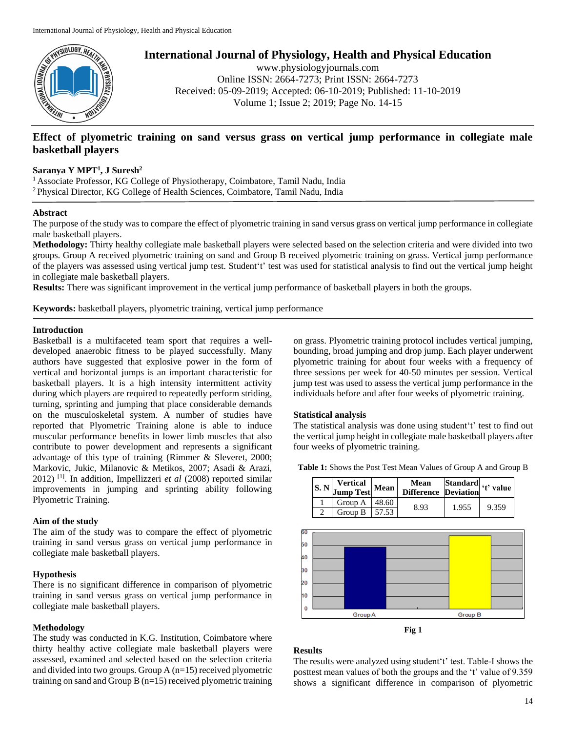# International Journal of Physiology, Health and Physical Education

www.physiologyjournals.com
Online ISSN: 2664-7273; Print ISSN: 2664-7273
Received: 05-09-2019; Accepted: 06-10-2019; Published: 11-10-2019
Volume 1; Issue 2; 2019; Page No. 14-15

## Effect of plyometric training on sand versus grass on vertical jump performance in collegiate male basketball players

**Saranya Y MPT[1], J Suresh[2]**

[1] Associate Professor, KG College of Physiotherapy, Coimbatore, Tamil Nadu, India
[2] Physical Director, KG College of Health Sciences, Coimbatore, Tamil Nadu, India

### Abstract

The purpose of the study was to compare the effect of plyometric training in sand versus grass on vertical jump performance in collegiate male basketball players.

**Methodology:** Thirty healthy collegiate male basketball players were selected based on the selection criteria and were divided into two groups. Group A received plyometric training on sand and Group B received plyometric training on grass. Vertical jump performance of the players was assessed using vertical jump test. Student't' test was used for statistical analysis to find out the vertical jump height in collegiate male basketball players.

**Results:** There was significant improvement in the vertical jump performance of basketball players in both the groups.

**Keywords:** basketball players, plyometric training, vertical jump performance

### Introduction

Basketball is a multifaceted team sport that requires a well-developed anaerobic fitness to be played successfully. Many authors have suggested that explosive power in the form of vertical and horizontal jumps is an important characteristic for basketball players. It is a high intensity intermittent activity during which players are required to repeatedly perform striding, turning, sprinting and jumping that place considerable demands on the musculoskeletal system. A number of studies have reported that Plyometric Training alone is able to induce muscular performance benefits in lower limb muscles that also contribute to power development and represents a significant advantage of this type of training (Rimmer & Sleveret, 2000; Markovic, Jukic, Milanovic & Metikos, 2007; Asadi & Arazi, 2012) [1]. In addition, Impellizzeri *et al* (2008) reported similar improvements in jumping and sprinting ability following Plyometric Training.

### Aim of the study

The aim of the study was to compare the effect of plyometric training in sand versus grass on vertical jump performance in collegiate male basketball players.

### Hypothesis

There is no significant difference in comparison of plyometric training in sand versus grass on vertical jump performance in collegiate male basketball players.

### Methodology

The study was conducted in K.G. Institution, Coimbatore where thirty healthy active collegiate male basketball players were assessed, examined and selected based on the selection criteria and divided into two groups. Group A (n=15) received plyometric training on sand and Group B (n=15) received plyometric training on grass. Plyometric training protocol includes vertical jumping, bounding, broad jumping and drop jump. Each player underwent plyometric training for about four weeks with a frequency of three sessions per week for 40-50 minutes per session. Vertical jump test was used to assess the vertical jump performance in the individuals before and after four weeks of plyometric training.

### Statistical analysis

The statistical analysis was done using student't' test to find out the vertical jump height in collegiate male basketball players after four weeks of plyometric training.

**Table 1:** Shows the Post Test Mean Values of Group A and Group B

| S. N | Vertical Jump Test | Mean | Mean Difference | Standard Deviation | 't' value |
|---|---|---|---|---|---|
| 1 | Group A | 48.60 | 8.93 | 1.955 | 9.359 |
| 2 | Group B | 57.53 | | | |

**Fig 1**

### Results

The results were analyzed using student't' test. Table-I shows the posttest mean values of both the groups and the 't' value of 9.359 shows a significant difference in comparison of plyometric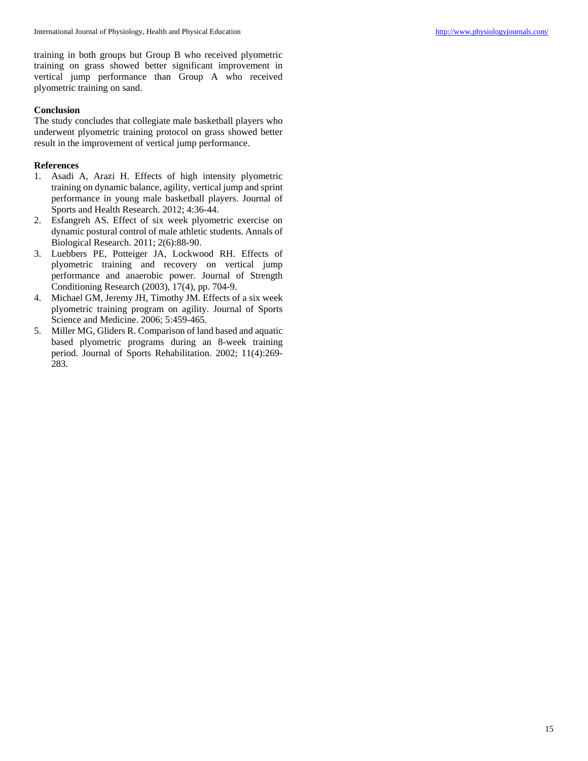training in both groups but Group B who received plyometric training on grass showed better significant improvement in vertical jump performance than Group A who received plyometric training on sand.

## Conclusion

The study concludes that collegiate male basketball players who underwent plyometric training protocol on grass showed better result in the improvement of vertical jump performance.

## References

1. Asadi A, Arazi H. Effects of high intensity plyometric training on dynamic balance, agility, vertical jump and sprint performance in young male basketball players. Journal of Sports and Health Research. 2012; 4:36-44.
2. Esfangreh AS. Effect of six week plyometric exercise on dynamic postural control of male athletic students. Annals of Biological Research. 2011; 2(6):88-90.
3. Luebbers PE, Potteiger JA, Lockwood RH. Effects of plyometric training and recovery on vertical jump performance and anaerobic power. Journal of Strength Conditioning Research (2003), 17(4), pp. 704-9.
4. Michael GM, Jeremy JH, Timothy JM. Effects of a six week plyometric training program on agility. Journal of Sports Science and Medicine. 2006; 5:459-465.
5. Miller MG, Gliders R. Comparison of land based and aquatic based plyometric programs during an 8-week training period. Journal of Sports Rehabilitation. 2002; 11(4):269-283.